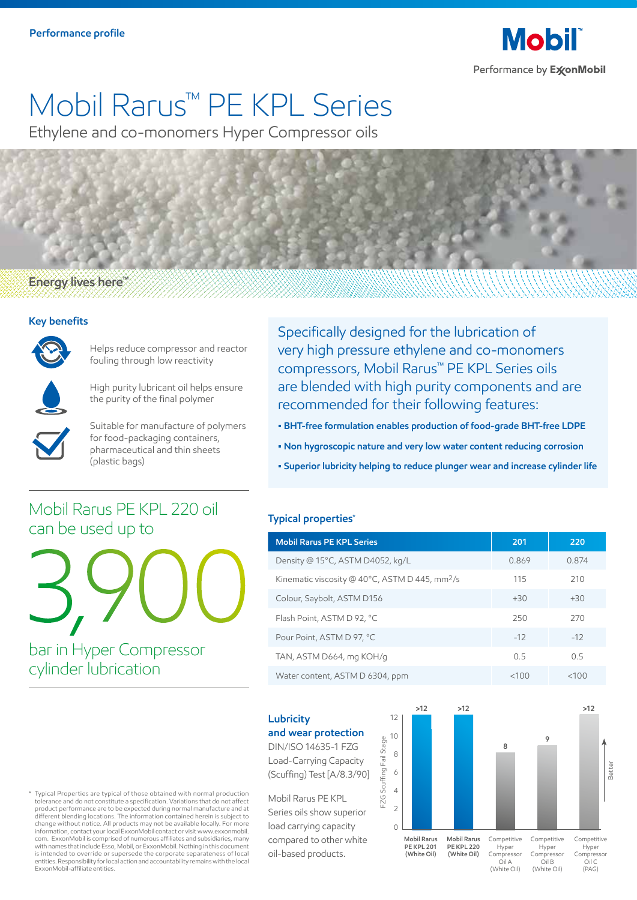Performance profile

Mobil™

Performance by ExxonMobil

# Mobil Rarus™ PE KPL Series

Ethylene and co-monomers Hyper Compressor oils

Energy lives here™

## Key benefits

- Helps reduce compressor and reactor fouling through low reactivity
- High purity lubricant oil helps ensure the purity of the final polymer
- Suitable for manufacture of polymers for food-packaging containers, pharmaceutical and thin sheets (plastic bags)

Specifically designed for the lubrication of very high pressure ethylene and co-monomers compressors, Mobil Rarus™ PE KPL Series oils are blended with high purity components and are recommended for their following features:

- **BHT-free formulation enables production of food-grade BHT-free LDPE**
- **Non hygroscopic nature and very low water content reducing corrosion**
- **Superior lubricity helping to reduce plunger wear and increase cylinder life**

Mobil Rarus PE KPL 220 oil can be used up to

3,900

bar in Hyper Compressor cylinder lubrication

## Typical properties*

| Mobil Rarus PE KPL Series | 201 | 220 |
|---|---|---|
| Density @ 15°C, ASTM D4052, kg/L | 0.869 | 0.874 |
| Kinematic viscosity @ 40°C, ASTM D 445, $mm^2/s$ | 115 | 210 |
| Colour, Saybolt, ASTM D156 | +30 | +30 |
| Flash Point, ASTM D 92, °C | 250 | 270 |
| Pour Point, ASTM D 97, °C | -12 | -12 |
| TAN, ASTM D664, mg KOH/g | 0.5 | 0.5 |
| Water content, ASTM D 6304, ppm | <100 | <100 |

## Lubricity and wear protection

DIN/ISO 14635-1 FZG Load-Carrying Capacity (Scuffing) Test [A/8.3/90]

Mobil Rarus PE KPL Series oils show superior load carrying capacity compared to other white oil-based products.

| Product | FZG Scuffing Fail Stage (higher is better) |
|---|---|
| Mobil Rarus PE KPL 201 (White Oil) | >12 |
| Mobil Rarus PE KPL 220 (White Oil) | >12 |
| Competitive Hyper Compressor Oil A (White Oil) | 8 |
| Competitive Hyper Compressor Oil B (White Oil) | 9 |
| Competitive Hyper Compressor Oil C (PAG) | >12 |

\* Typical Properties are typical of those obtained with normal production tolerance and do not constitute a specification. Variations that do not affect product performance are to be expected during normal manufacture and at different blending locations. The information contained herein is subject to change without notice. All products may not be available locally. For more information, contact your local ExxonMobil contact or visit www.exxonmobil.com. ExxonMobil is comprised of numerous affiliates and subsidiaries, many with names that include Esso, Mobil, or ExxonMobil. Nothing in this document is intended to override or supersede the corporate separateness of local entities. Responsibility for local action and accountability remains with the local ExxonMobil-affiliate entities.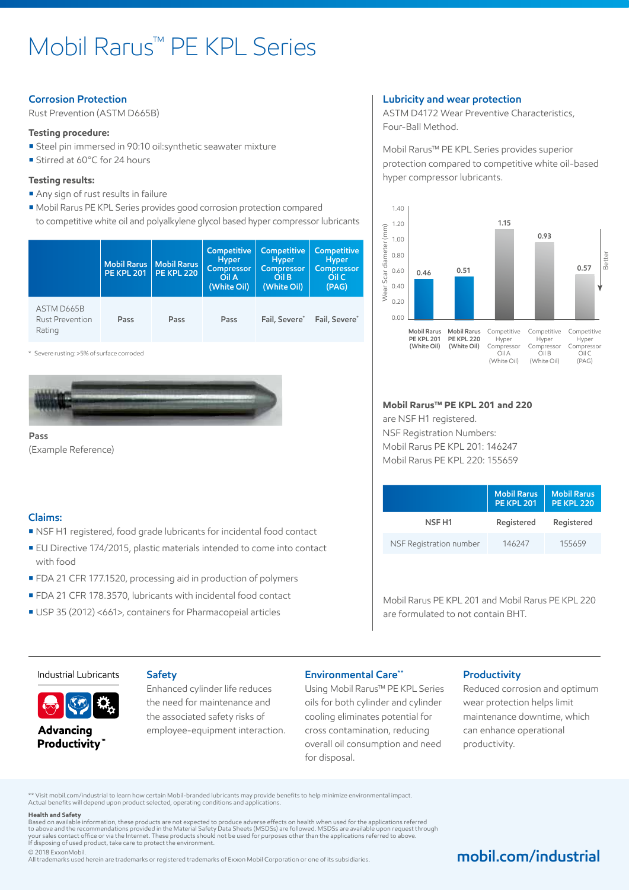# Mobil Rarus™ PE KPL Series

## Corrosion Protection

Rust Prevention (ASTM D665B)

**Testing procedure:**

- Steel pin immersed in 90:10 oil:synthetic seawater mixture
- Stirred at 60°C for 24 hours

**Testing results:**

- Any sign of rust results in failure
- Mobil Rarus PE KPL Series provides good corrosion protection compared to competitive white oil and polyalkylene glycol based hyper compressor lubricants

| | Mobil Rarus PE KPL 201 | Mobil Rarus PE KPL 220 | Competitive Hyper Compressor Oil A (White Oil) | Competitive Hyper Compressor Oil B (White Oil) | Competitive Hyper Compressor Oil C (PAG) |
|---|---|---|---|---|---|
| ASTM D665B Rust Prevention Rating | Pass | Pass | Pass | Fail, Severe* | Fail, Severe* |

\* Severe rusting: >5% of surface corroded

Pass
(Example Reference)

## Lubricity and wear protection

ASTM D4172 Wear Preventive Characteristics, Four-Ball Method.

Mobil Rarus™ PE KPL Series provides superior protection compared to competitive white oil-based hyper compressor lubricants.

Wear Scar diameter (mm)
1.40
1.20
1.00
0.80
0.60
0.40
0.20
0.00
0.46
0.51
1.15
0.93
0.57
Better
Mobil Rarus PE KPL 201 (White Oil)
Mobil Rarus PE KPL 220 (White Oil)
Competitive Hyper Compressor Oil A (White Oil)
Competitive Hyper Compressor Oil B (White Oil)
Competitive Hyper Compressor Oil C (PAG)

**Mobil Rarus™ PE KPL 201 and 220** are NSF H1 registered.
NSF Registration Numbers:
Mobil Rarus PE KPL 201: 146247
Mobil Rarus PE KPL 220: 155659

| | Mobil Rarus PE KPL 201 | Mobil Rarus PE KPL 220 |
|---|---|---|
| NSF H1 | Registered | Registered |
| NSF Registration number | 146247 | 155659 |

Mobil Rarus PE KPL 201 and Mobil Rarus PE KPL 220 are formulated to not contain BHT.

## Claims:

- NSF H1 registered, food grade lubricants for incidental food contact
- EU Directive 174/2015, plastic materials intended to come into contact with food
- FDA 21 CFR 177.1520, processing aid in production of polymers
- FDA 21 CFR 178.3570, lubricants with incidental food contact
- USP 35 (2012) <661>, containers for Pharmacopeial articles

Industrial Lubricants

**Advancing Productivity™**

### Safety

Enhanced cylinder life reduces the need for maintenance and the associated safety risks of employee-equipment interaction.

### Environmental Care**

Using Mobil Rarus™ PE KPL Series oils for both cylinder and cylinder cooling eliminates potential for cross contamination, reducing overall oil consumption and need for disposal.

### Productivity

Reduced corrosion and optimum wear protection helps limit maintenance downtime, which can enhance operational productivity.

** Visit mobil.com/industrial to learn how certain Mobil-branded lubricants may provide benefits to help minimize environmental impact. Actual benefits will depend upon product selected, operating conditions and applications.

**Health and Safety**
Based on available information, these products are not expected to produce adverse effects on health when used for the applications referred to above and the recommendations provided in the Material Safety Data Sheets (MSDSs) are followed. MSDSs are available upon request through your sales contact office or via the Internet. These products should not be used for purposes other than the applications referred to above. If disposing of used product, take care to protect the environment.

© 2018 ExxonMobil.
All trademarks used herein are trademarks or registered trademarks of Exxon Mobil Corporation or one of its subsidiaries.

**mobil.com/industrial**